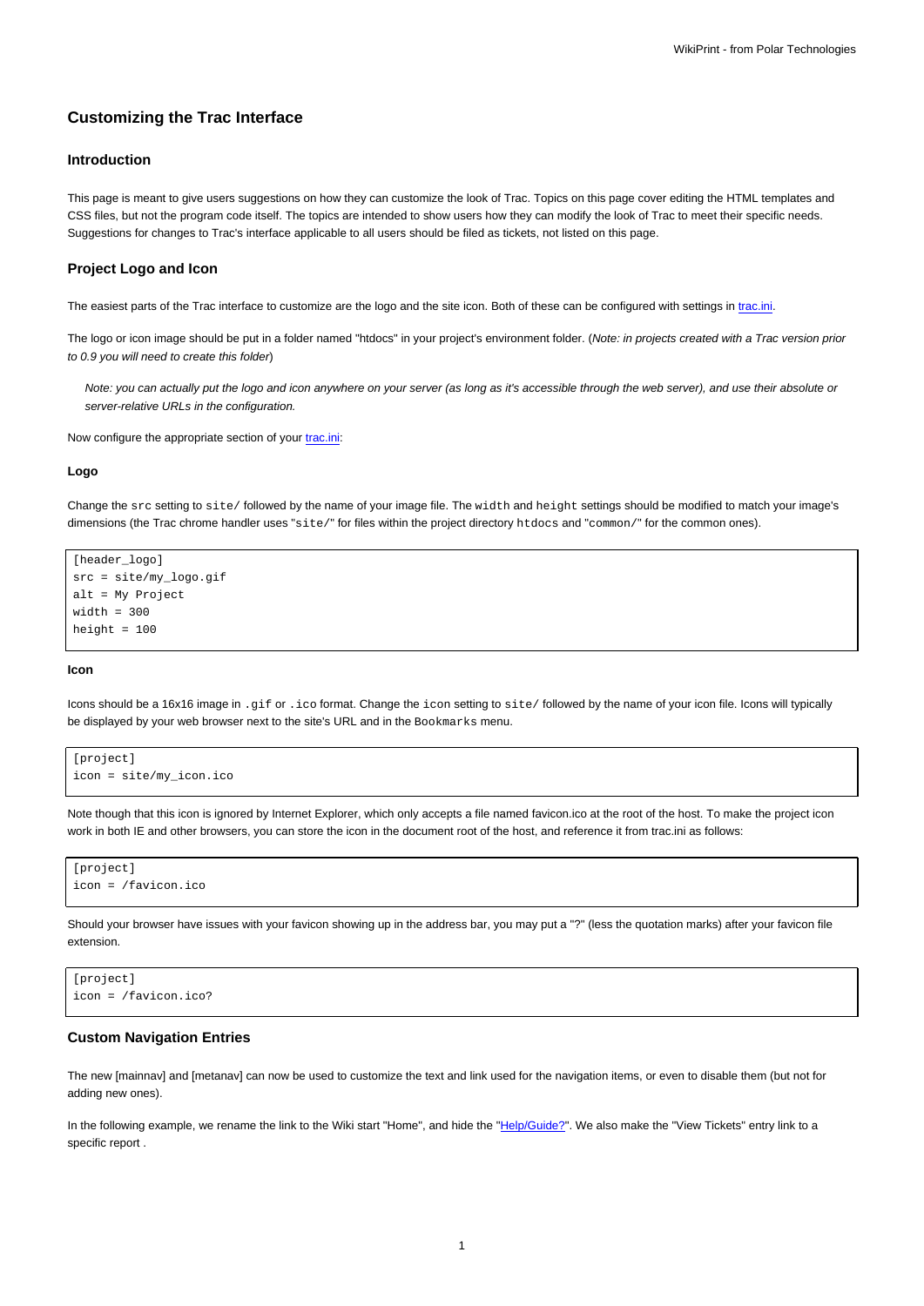# Customizing the Trac Interface

## Introduction

This page is meant to give users suggestions on how they can customize the look of Trac. Topics on this page cover editing the HTML templates and CSS files, but not the program code itself. The topics are intended to show users how they can modify the look of Trac to meet their specific needs. Suggestions for changes to Trac's interface applicable to all users should be filed as tickets, not listed on this page.

## Project Logo and Icon

The easiest parts of the Trac interface to customize are the logo and the site icon. Both of these can be configured with settings in trac.ini.

The logo or icon image should be put in a folder named "htdocs" in your project's environment folder. (*Note: in projects created with a Trac version prior to 0.9 you will need to create this folder*)

> *Note: you can actually put the logo and icon anywhere on your server (as long as it's accessible through the web server), and use their absolute or server-relative URLs in the configuration.*

Now configure the appropriate section of your trac.ini:

### Logo

Change the `src` setting to `site/` followed by the name of your image file. The `width` and `height` settings should be modified to match your image's dimensions (the Trac chrome handler uses "`site/`" for files within the project directory `htdocs` and "`common/`" for the common ones).

```
[header_logo]
src = site/my_logo.gif
alt = My Project
width = 300
height = 100
```

### Icon

Icons should be a 16x16 image in `.gif` or `.ico` format. Change the `icon` setting to `site/` followed by the name of your icon file. Icons will typically be displayed by your web browser next to the site's URL and in the `Bookmarks` menu.

```
[project]
icon = site/my_icon.ico
```

Note though that this icon is ignored by Internet Explorer, which only accepts a file named favicon.ico at the root of the host. To make the project icon work in both IE and other browsers, you can store the icon in the document root of the host, and reference it from trac.ini as follows:

```
[project]
icon = /favicon.ico
```

Should your browser have issues with your favicon showing up in the address bar, you may put a "?" (less the quotation marks) after your favicon file extension.

```
[project]
icon = /favicon.ico?
```

## Custom Navigation Entries

The new [mainnav] and [metanav] can now be used to customize the text and link used for the navigation items, or even to disable them (but not for adding new ones).

In the following example, we rename the link to the Wiki start "Home", and hide the "Help/Guide?". We also make the "View Tickets" entry link to a specific report .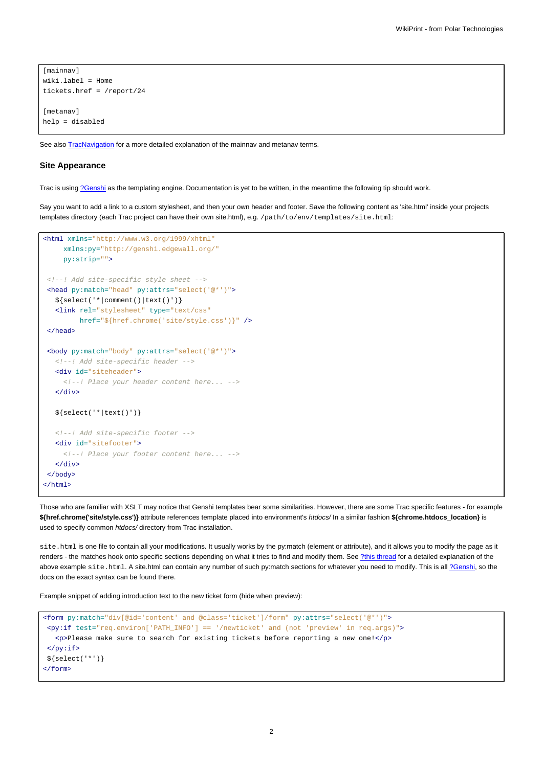```
[mainnav]
wiki.label = Home
tickets.href = /report/24

[metanav]
help = disabled
```

See also TracNavigation for a more detailed explanation of the mainnav and metanav terms.

### Site Appearance

Trac is using ?Genshi as the templating engine. Documentation is yet to be written, in the meantime the following tip should work.

Say you want to add a link to a custom stylesheet, and then your own header and footer. Save the following content as 'site.html' inside your projects templates directory (each Trac project can have their own site.html), e.g. `/path/to/env/templates/site.html`:

```
<html xmlns="http://www.w3.org/1999/xhtml"
     xmlns:py="http://genshi.edgewall.org/"
     py:strip="">

 <!--! Add site-specific style sheet -->
 <head py:match="head" py:attrs="select('@*')">
   ${select('*|comment()|text()')}
   <link rel="stylesheet" type="text/css"
         href="${href.chrome('site/style.css')}" />
 </head>

 <body py:match="body" py:attrs="select('@*')">
   <!--! Add site-specific header -->
   <div id="siteheader">
     <!--! Place your header content here... -->
   </div>

   ${select('*|text()')}

   <!--! Add site-specific footer -->
   <div id="sitefooter">
     <!--! Place your footer content here... -->
   </div>
 </body>
</html>
```

Those who are familiar with XSLT may notice that Genshi templates bear some similarities. However, there are some Trac specific features - for example **${href.chrome('site/style.css')}** attribute references template placed into environment's *htdocs/* In a similar fashion **${chrome.htdocs_location}** is used to specify common *htdocs/* directory from Trac installation.

`site.html` is one file to contain all your modifications. It usually works by the py:match (element or attribute), and it allows you to modify the page as it renders - the matches hook onto specific sections depending on what it tries to find and modify them. See ?this thread for a detailed explanation of the above example `site.html`. A site.html can contain any number of such py:match sections for whatever you need to modify. This is all ?Genshi, so the docs on the exact syntax can be found there.

Example snippet of adding introduction text to the new ticket form (hide when preview):

```
<form py:match="div[@id='content' and @class='ticket']/form" py:attrs="select('@*')">
 <py:if test="req.environ['PATH_INFO'] == '/newticket' and (not 'preview' in req.args)">
   <p>Please make sure to search for existing tickets before reporting a new one!</p>
 </py:if>
 ${select('*')}
</form>
```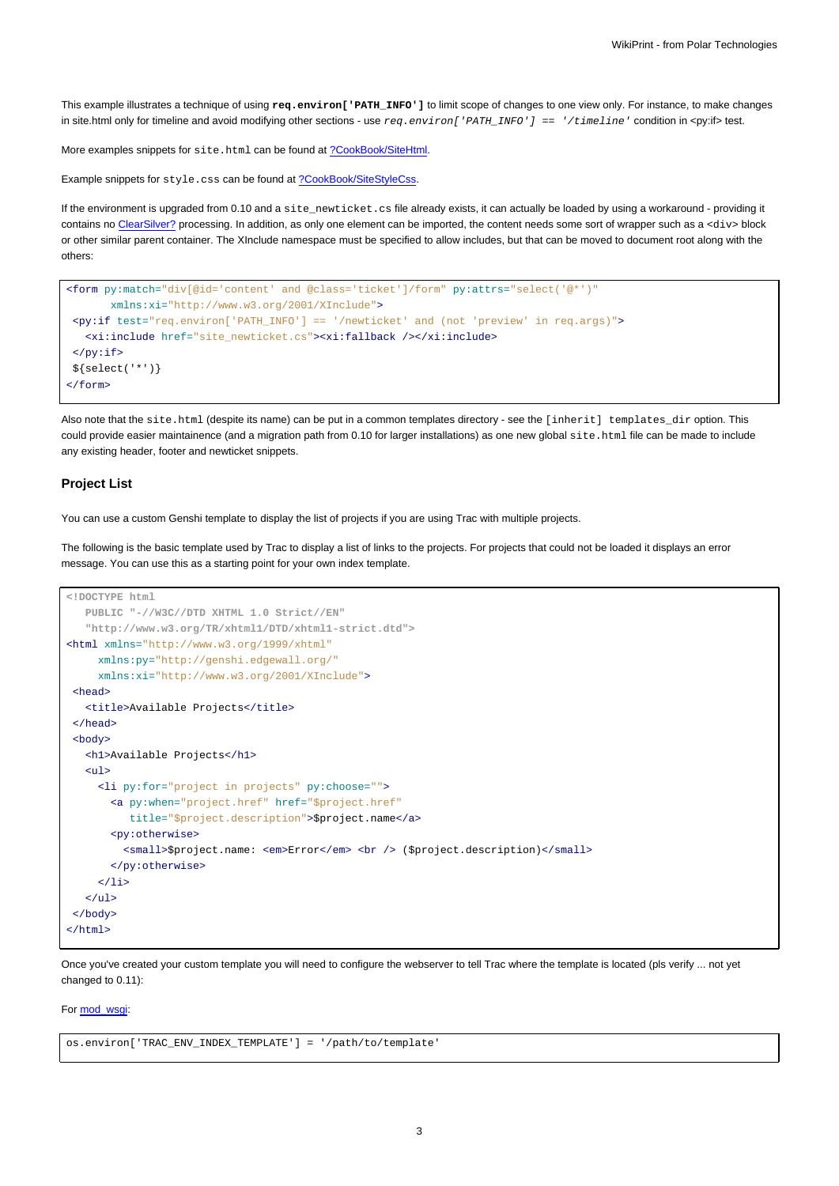This example illustrates a technique of using **`req.environ['PATH_INFO']`** to limit scope of changes to one view only. For instance, to make changes in site.html only for timeline and avoid modifying other sections - use *`req.environ['PATH_INFO'] == '/timeline'`* condition in <py:if> test.

More examples snippets for `site.html` can be found at [?CookBook/SiteHtml](?CookBook/SiteHtml).

Example snippets for `style.css` can be found at [?CookBook/SiteStyleCss](?CookBook/SiteStyleCss).

If the environment is upgraded from 0.10 and a `site_newticket.cs` file already exists, it can actually be loaded by using a workaround - providing it contains no [ClearSilver?](ClearSilver?) processing. In addition, as only one element can be imported, the content needs some sort of wrapper such as a `<div>` block or other similar parent container. The XInclude namespace must be specified to allow includes, but that can be moved to document root along with the others:

```
<form py:match="div[@id='content' and @class='ticket']/form" py:attrs="select('@*')"
       xmlns:xi="http://www.w3.org/2001/XInclude">
 <py:if test="req.environ['PATH_INFO'] == '/newticket' and (not 'preview' in req.args)">
   <xi:include href="site_newticket.cs"><xi:fallback /></xi:include>
 </py:if>
 ${select('*')}
</form>
```

Also note that the `site.html` (despite its name) can be put in a common templates directory - see the `[inherit] templates_dir` option. This could provide easier maintainence (and a migration path from 0.10 for larger installations) as one new global `site.html` file can be made to include any existing header, footer and newticket snippets.

### Project List

You can use a custom Genshi template to display the list of projects if you are using Trac with multiple projects.

The following is the basic template used by Trac to display a list of links to the projects. For projects that could not be loaded it displays an error message. You can use this as a starting point for your own index template.

```
<!DOCTYPE html
   PUBLIC "-//W3C//DTD XHTML 1.0 Strict//EN"
   "http://www.w3.org/TR/xhtml1/DTD/xhtml1-strict.dtd">
<html xmlns="http://www.w3.org/1999/xhtml"
     xmlns:py="http://genshi.edgewall.org/"
     xmlns:xi="http://www.w3.org/2001/XInclude">
 <head>
   <title>Available Projects</title>
 </head>
 <body>
   <h1>Available Projects</h1>
   <ul>
     <li py:for="project in projects" py:choose="">
       <a py:when="project.href" href="$project.href"
          title="$project.description">$project.name</a>
       <py:otherwise>
         <small>$project.name: <em>Error</em> <br /> ($project.description)</small>
       </py:otherwise>
     </li>
   </ul>
 </body>
</html>
```

Once you've created your custom template you will need to configure the webserver to tell Trac where the template is located (pls verify ... not yet changed to 0.11):

For [mod_wsgi](mod_wsgi):

```
os.environ['TRAC_ENV_INDEX_TEMPLATE'] = '/path/to/template'
```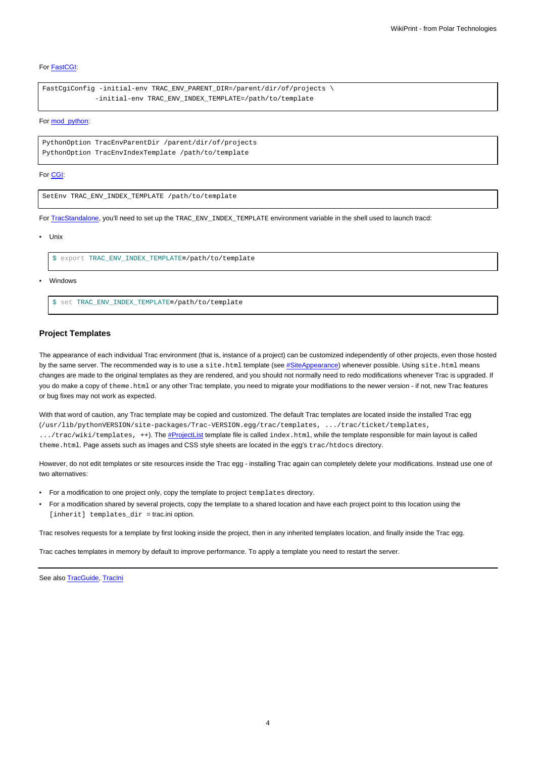For FastCGI:

```
FastCgiConfig -initial-env TRAC_ENV_PARENT_DIR=/parent/dir/of/projects \
             -initial-env TRAC_ENV_INDEX_TEMPLATE=/path/to/template
```

For mod_python:

```
PythonOption TracEnvParentDir /parent/dir/of/projects
PythonOption TracEnvIndexTemplate /path/to/template
```

For CGI:

```
SetEnv TRAC_ENV_INDEX_TEMPLATE /path/to/template
```

For TracStandalone, you'll need to set up the `TRAC_ENV_INDEX_TEMPLATE` environment variable in the shell used to launch tracd:

- Unix

```
$ export TRAC_ENV_INDEX_TEMPLATE=/path/to/template
```

- Windows

```
$ set TRAC_ENV_INDEX_TEMPLATE=/path/to/template
```

### Project Templates

The appearance of each individual Trac environment (that is, instance of a project) can be customized independently of other projects, even those hosted by the same server. The recommended way is to use a `site.html` template (see #SiteAppearance) whenever possible. Using `site.html` means changes are made to the original templates as they are rendered, and you should not normally need to redo modifications whenever Trac is upgraded. If you do make a copy of `theme.html` or any other Trac template, you need to migrate your modifiations to the newer version - if not, new Trac features or bug fixes may not work as expected.

With that word of caution, any Trac template may be copied and customized. The default Trac templates are located inside the installed Trac egg (`/usr/lib/pythonVERSION/site-packages/Trac-VERSION.egg/trac/templates, .../trac/ticket/templates, .../trac/wiki/templates, ++`). The #ProjectList template file is called `index.html`, while the template responsible for main layout is called `theme.html`. Page assets such as images and CSS style sheets are located in the egg's `trac/htdocs` directory.

However, do not edit templates or site resources inside the Trac egg - installing Trac again can completely delete your modifications. Instead use one of two alternatives:

- For a modification to one project only, copy the template to project `templates` directory.
- For a modification shared by several projects, copy the template to a shared location and have each project point to this location using the `[inherit] templates_dir =` trac.ini option.

Trac resolves requests for a template by first looking inside the project, then in any inherited templates location, and finally inside the Trac egg.

Trac caches templates in memory by default to improve performance. To apply a template you need to restart the server.

---

See also TracGuide, TracIni